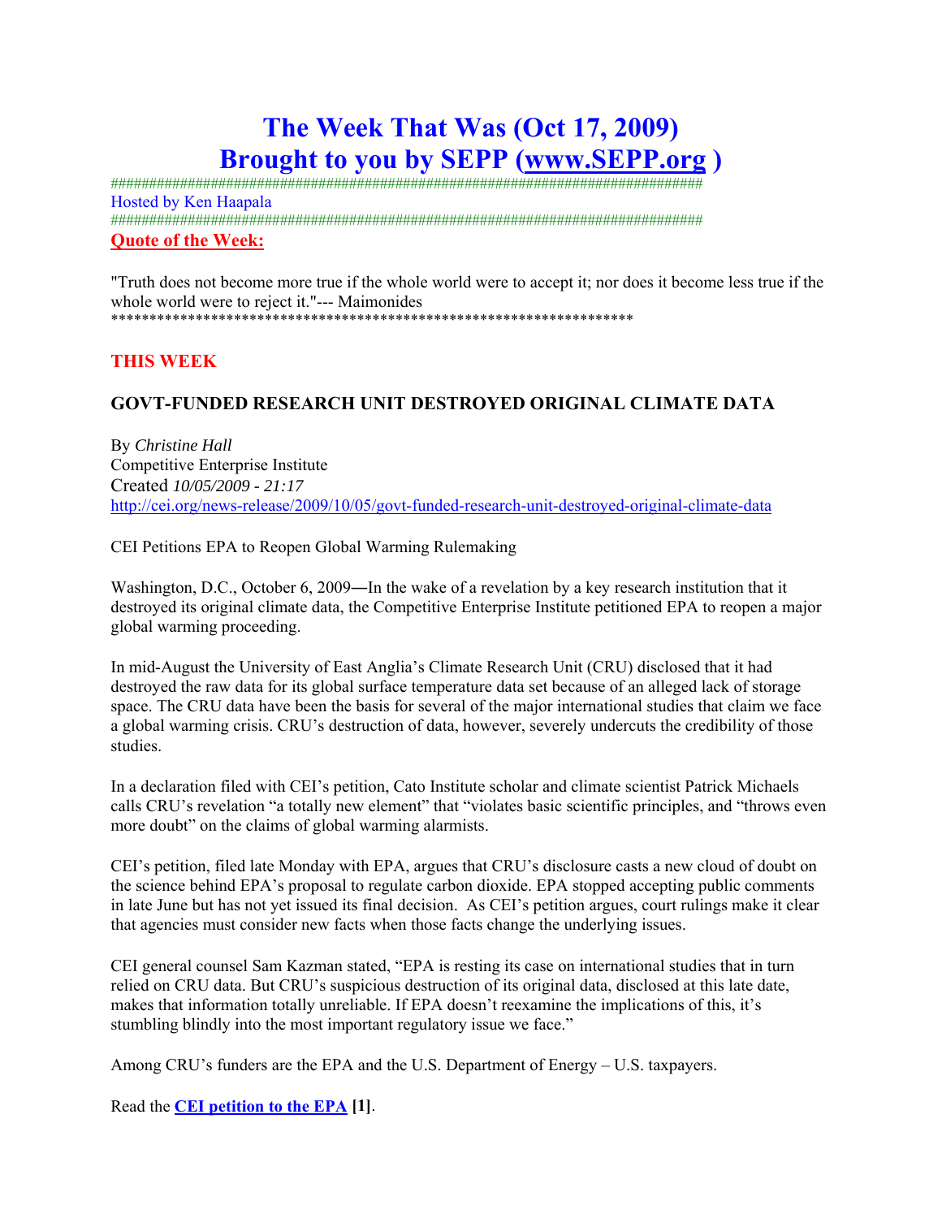# The Week That Was (Oct 17, 2009)
# Brought to you by SEPP (www.SEPP.org )

################################################################################

Hosted by Ken Haapala

################################################################################

**Quote of the Week:**

"Truth does not become more true if the whole world were to accept it; nor does it become less true if the whole world were to reject it."--- Maimonides

**********************************************************************

## THIS WEEK

### GOVT-FUNDED RESEARCH UNIT DESTROYED ORIGINAL CLIMATE DATA

By *Christine Hall*
Competitive Enterprise Institute
Created *10/05/2009 - 21:17*
http://cei.org/news-release/2009/10/05/govt-funded-research-unit-destroyed-original-climate-data

CEI Petitions EPA to Reopen Global Warming Rulemaking

Washington, D.C., October 6, 2009―In the wake of a revelation by a key research institution that it destroyed its original climate data, the Competitive Enterprise Institute petitioned EPA to reopen a major global warming proceeding.

In mid-August the University of East Anglia's Climate Research Unit (CRU) disclosed that it had destroyed the raw data for its global surface temperature data set because of an alleged lack of storage space. The CRU data have been the basis for several of the major international studies that claim we face a global warming crisis. CRU's destruction of data, however, severely undercuts the credibility of those studies.

In a declaration filed with CEI's petition, Cato Institute scholar and climate scientist Patrick Michaels calls CRU's revelation "a totally new element" that "violates basic scientific principles, and "throws even more doubt" on the claims of global warming alarmists.

CEI's petition, filed late Monday with EPA, argues that CRU's disclosure casts a new cloud of doubt on the science behind EPA's proposal to regulate carbon dioxide. EPA stopped accepting public comments in late June but has not yet issued its final decision. As CEI's petition argues, court rulings make it clear that agencies must consider new facts when those facts change the underlying issues.

CEI general counsel Sam Kazman stated, "EPA is resting its case on international studies that in turn relied on CRU data. But CRU's suspicious destruction of its original data, disclosed at this late date, makes that information totally unreliable. If EPA doesn't reexamine the implications of this, it's stumbling blindly into the most important regulatory issue we face."

Among CRU's funders are the EPA and the U.S. Department of Energy – U.S. taxpayers.

Read the **CEI petition to the EPA** **[1]**.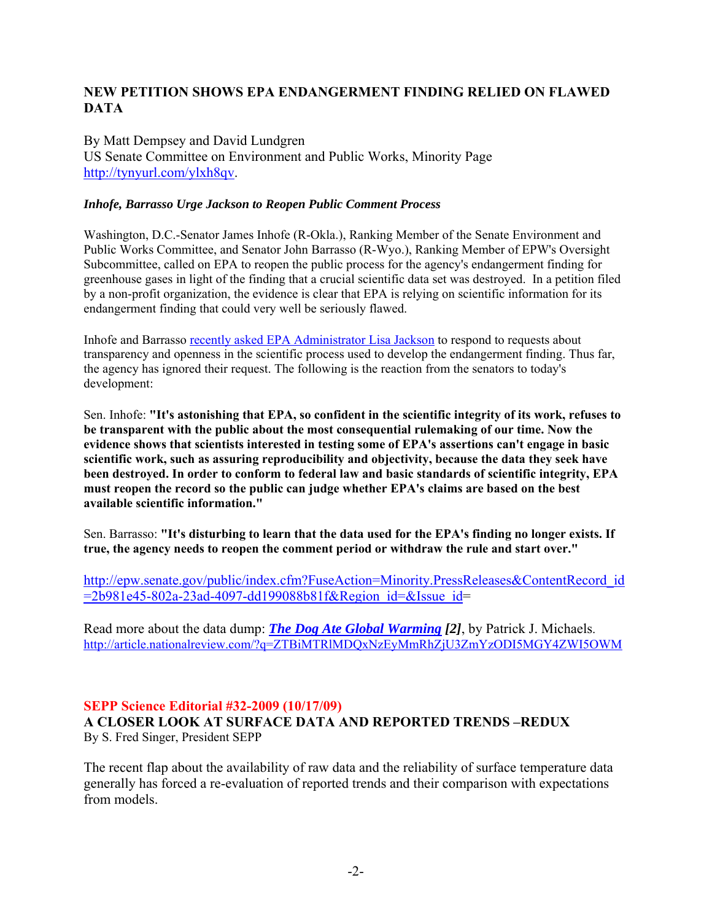## NEW PETITION SHOWS EPA ENDANGERMENT FINDING RELIED ON FLAWED DATA

By Matt Dempsey and David Lundgren
US Senate Committee on Environment and Public Works, Minority Page
http://tynyurl.com/ylxh8qv.

***Inhofe, Barrasso Urge Jackson to Reopen Public Comment Process***

Washington, D.C.-Senator James Inhofe (R-Okla.), Ranking Member of the Senate Environment and Public Works Committee, and Senator John Barrasso (R-Wyo.), Ranking Member of EPW's Oversight Subcommittee, called on EPA to reopen the public process for the agency's endangerment finding for greenhouse gases in light of the finding that a crucial scientific data set was destroyed. In a petition filed by a non-profit organization, the evidence is clear that EPA is relying on scientific information for its endangerment finding that could very well be seriously flawed.

Inhofe and Barrasso recently asked EPA Administrator Lisa Jackson to respond to requests about transparency and openness in the scientific process used to develop the endangerment finding. Thus far, the agency has ignored their request. The following is the reaction from the senators to today's development:

Sen. Inhofe: **"It's astonishing that EPA, so confident in the scientific integrity of its work, refuses to be transparent with the public about the most consequential rulemaking of our time. Now the evidence shows that scientists interested in testing some of EPA's assertions can't engage in basic scientific work, such as assuring reproducibility and objectivity, because the data they seek have been destroyed. In order to conform to federal law and basic standards of scientific integrity, EPA must reopen the record so the public can judge whether EPA's claims are based on the best available scientific information."**

Sen. Barrasso: **"It's disturbing to learn that the data used for the EPA's finding no longer exists. If true, the agency needs to reopen the comment period or withdraw the rule and start over."**

http://epw.senate.gov/public/index.cfm?FuseAction=Minority.PressReleases&ContentRecord_id=2b981e45-802a-23ad-4097-dd199088b81f&Region_id=&Issue_id=

Read more about the data dump: ***The Dog Ate Global Warming*** ***[2]***, by Patrick J. Michaels.
http://article.nationalreview.com/?q=ZTBiMTRlMDQxNzEyMmRhZjU3ZmYzODI5MGY4ZWI5OWM

## SEPP Science Editorial #32-2009 (10/17/09)

### A CLOSER LOOK AT SURFACE DATA AND REPORTED TRENDS –REDUX

By S. Fred Singer, President SEPP

The recent flap about the availability of raw data and the reliability of surface temperature data generally has forced a re-evaluation of reported trends and their comparison with expectations from models.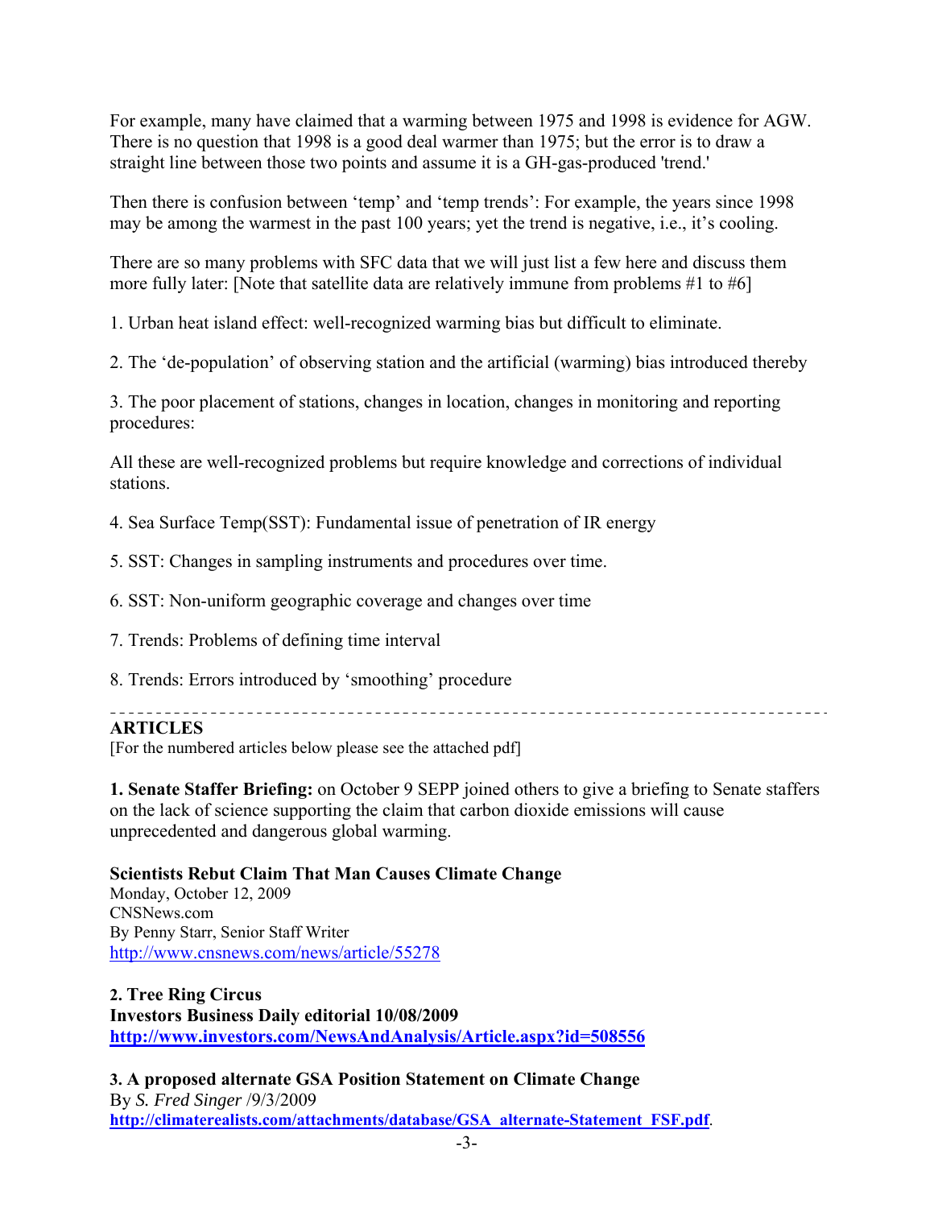For example, many have claimed that a warming between 1975 and 1998 is evidence for AGW. There is no question that 1998 is a good deal warmer than 1975; but the error is to draw a straight line between those two points and assume it is a GH-gas-produced 'trend.'

Then there is confusion between 'temp' and 'temp trends': For example, the years since 1998 may be among the warmest in the past 100 years; yet the trend is negative, i.e., it's cooling.

There are so many problems with SFC data that we will just list a few here and discuss them more fully later: [Note that satellite data are relatively immune from problems #1 to #6]

1. Urban heat island effect: well-recognized warming bias but difficult to eliminate.

2. The 'de-population' of observing station and the artificial (warming) bias introduced thereby

3. The poor placement of stations, changes in location, changes in monitoring and reporting procedures:

All these are well-recognized problems but require knowledge and corrections of individual stations.

4. Sea Surface Temp(SST): Fundamental issue of penetration of IR energy

5. SST: Changes in sampling instruments and procedures over time.

6. SST: Non-uniform geographic coverage and changes over time

7. Trends: Problems of defining time interval

8. Trends: Errors introduced by 'smoothing' procedure

---

**ARTICLES**

[For the numbered articles below please see the attached pdf]

**1. Senate Staffer Briefing:** on October 9 SEPP joined others to give a briefing to Senate staffers on the lack of science supporting the claim that carbon dioxide emissions will cause unprecedented and dangerous global warming.

**Scientists Rebut Claim That Man Causes Climate Change**
Monday, October 12, 2009
CNSNews.com
By Penny Starr, Senior Staff Writer
http://www.cnsnews.com/news/article/55278

**2. Tree Ring Circus**
**Investors Business Daily editorial 10/08/2009**
**http://www.investors.com/NewsAndAnalysis/Article.aspx?id=508556**

**3. A proposed alternate GSA Position Statement on Climate Change**
By *S. Fred Singer* /9/3/2009
**http://climaterealists.com/attachments/database/GSA_alternate-Statement_FSF.pdf**.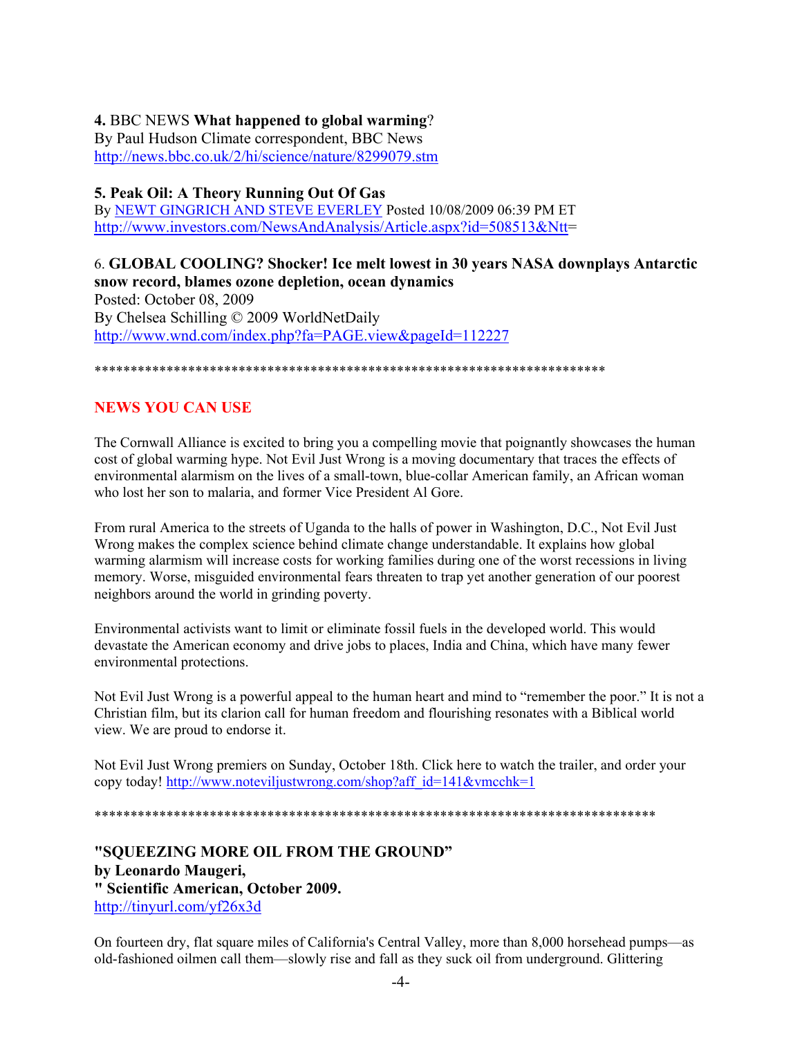**4.** BBC NEWS **What happened to global warming**?
By Paul Hudson Climate correspondent, BBC News
http://news.bbc.co.uk/2/hi/science/nature/8299079.stm

**5. Peak Oil: A Theory Running Out Of Gas**
By NEWT GINGRICH AND STEVE EVERLEY Posted 10/08/2009 06:39 PM ET
http://www.investors.com/NewsAndAnalysis/Article.aspx?id=508513&Ntt=

6. **GLOBAL COOLING? Shocker! Ice melt lowest in 30 years NASA downplays Antarctic snow record, blames ozone depletion, ocean dynamics**
Posted: October 08, 2009
By Chelsea Schilling © 2009 WorldNetDaily
http://www.wnd.com/index.php?fa=PAGE.view&pageId=112227

*************************************************************************

## NEWS YOU CAN USE

The Cornwall Alliance is excited to bring you a compelling movie that poignantly showcases the human cost of global warming hype. Not Evil Just Wrong is a moving documentary that traces the effects of environmental alarmism on the lives of a small-town, blue-collar American family, an African woman who lost her son to malaria, and former Vice President Al Gore.

From rural America to the streets of Uganda to the halls of power in Washington, D.C., Not Evil Just Wrong makes the complex science behind climate change understandable. It explains how global warming alarmism will increase costs for working families during one of the worst recessions in living memory. Worse, misguided environmental fears threaten to trap yet another generation of our poorest neighbors around the world in grinding poverty.

Environmental activists want to limit or eliminate fossil fuels in the developed world. This would devastate the American economy and drive jobs to places, India and China, which have many fewer environmental protections.

Not Evil Just Wrong is a powerful appeal to the human heart and mind to "remember the poor." It is not a Christian film, but its clarion call for human freedom and flourishing resonates with a Biblical world view. We are proud to endorse it.

Not Evil Just Wrong premiers on Sunday, October 18th. Click here to watch the trailer, and order your copy today! http://www.noteviljustwrong.com/shop?aff_id=141&vmcchk=1

*******************************************************************************

**"SQUEEZING MORE OIL FROM THE GROUND"**
**by Leonardo Maugeri,**
**" Scientific American, October 2009.**
http://tinyurl.com/yf26x3d

On fourteen dry, flat square miles of California's Central Valley, more than 8,000 horsehead pumps—as old-fashioned oilmen call them—slowly rise and fall as they suck oil from underground. Glittering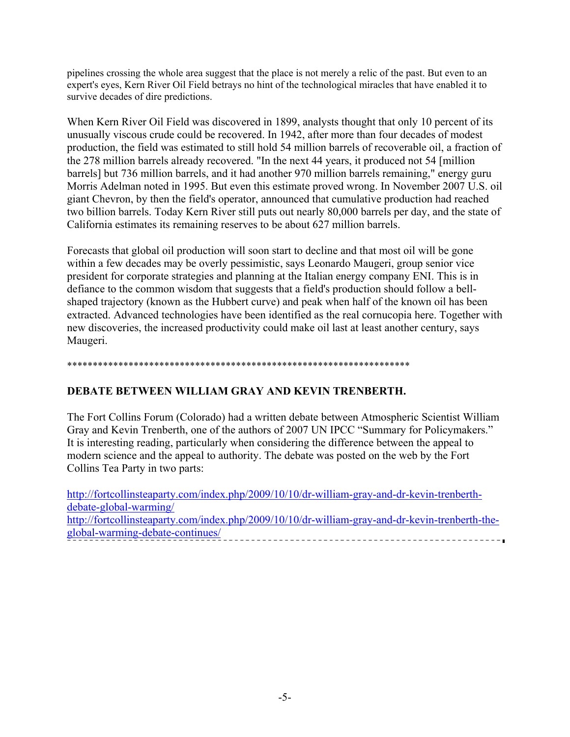pipelines crossing the whole area suggest that the place is not merely a relic of the past. But even to an expert's eyes, Kern River Oil Field betrays no hint of the technological miracles that have enabled it to survive decades of dire predictions.

When Kern River Oil Field was discovered in 1899, analysts thought that only 10 percent of its unusually viscous crude could be recovered. In 1942, after more than four decades of modest production, the field was estimated to still hold 54 million barrels of recoverable oil, a fraction of the 278 million barrels already recovered. "In the next 44 years, it produced not 54 [million barrels] but 736 million barrels, and it had another 970 million barrels remaining," energy guru Morris Adelman noted in 1995. But even this estimate proved wrong. In November 2007 U.S. oil giant Chevron, by then the field's operator, announced that cumulative production had reached two billion barrels. Today Kern River still puts out nearly 80,000 barrels per day, and the state of California estimates its remaining reserves to be about 627 million barrels.

Forecasts that global oil production will soon start to decline and that most oil will be gone within a few decades may be overly pessimistic, says Leonardo Maugeri, group senior vice president for corporate strategies and planning at the Italian energy company ENI. This is in defiance to the common wisdom that suggests that a field's production should follow a bell-shaped trajectory (known as the Hubbert curve) and peak when half of the known oil has been extracted. Advanced technologies have been identified as the real cornucopia here. Together with new discoveries, the increased productivity could make oil last at least another century, says Maugeri.

*******************************************************************

**DEBATE BETWEEN WILLIAM GRAY AND KEVIN TRENBERTH.**

The Fort Collins Forum (Colorado) had a written debate between Atmospheric Scientist William Gray and Kevin Trenberth, one of the authors of 2007 UN IPCC "Summary for Policymakers." It is interesting reading, particularly when considering the difference between the appeal to modern science and the appeal to authority. The debate was posted on the web by the Fort Collins Tea Party in two parts:

http://fortcollinsteaparty.com/index.php/2009/10/10/dr-william-gray-and-dr-kevin-trenberth-debate-global-warming/
http://fortcollinsteaparty.com/index.php/2009/10/10/dr-william-gray-and-dr-kevin-trenberth-the-global-warming-debate-continues/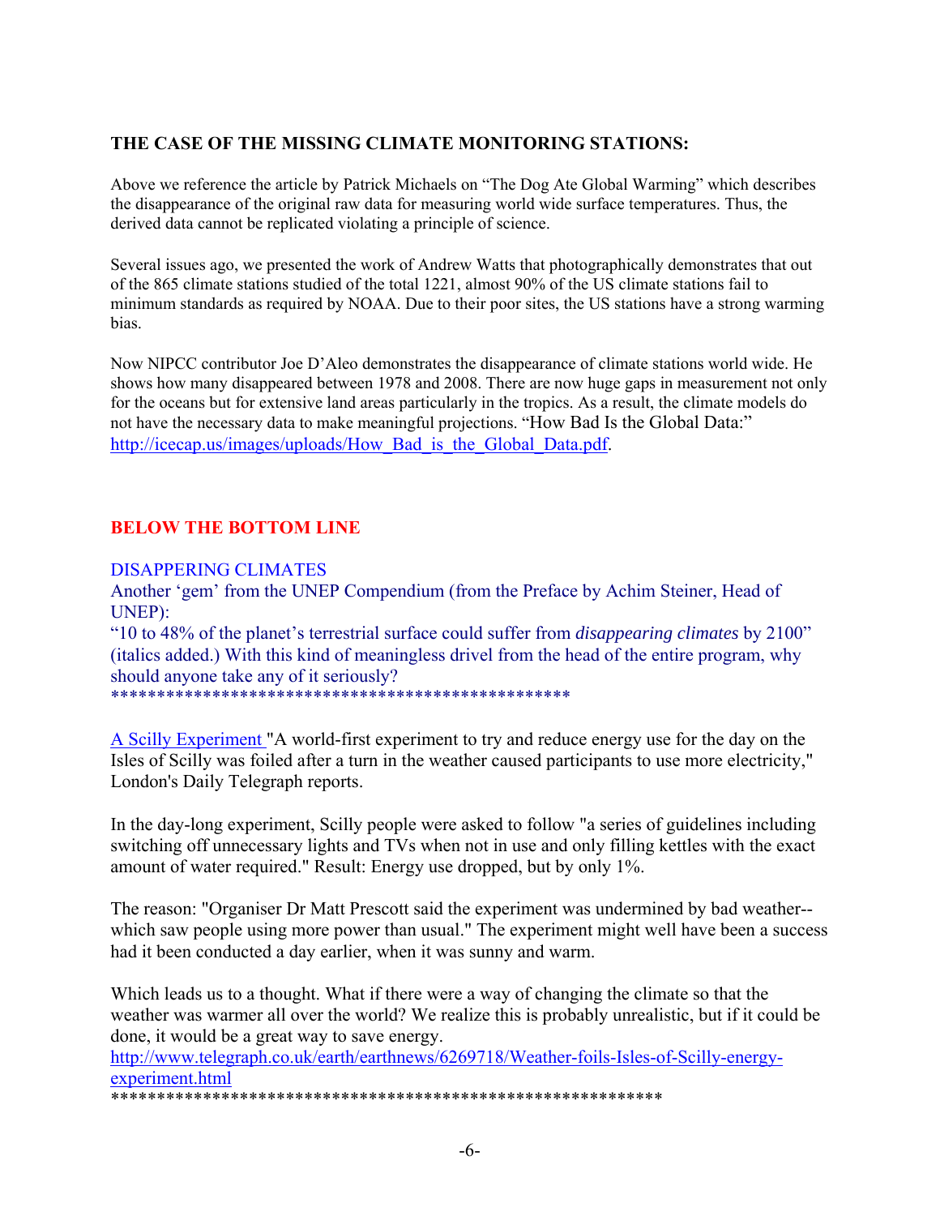## THE CASE OF THE MISSING CLIMATE MONITORING STATIONS:

Above we reference the article by Patrick Michaels on "The Dog Ate Global Warming" which describes the disappearance of the original raw data for measuring world wide surface temperatures. Thus, the derived data cannot be replicated violating a principle of science.

Several issues ago, we presented the work of Andrew Watts that photographically demonstrates that out of the 865 climate stations studied of the total 1221, almost 90% of the US climate stations fail to minimum standards as required by NOAA. Due to their poor sites, the US stations have a strong warming bias.

Now NIPCC contributor Joe D'Aleo demonstrates the disappearance of climate stations world wide. He shows how many disappeared between 1978 and 2008. There are now huge gaps in measurement not only for the oceans but for extensive land areas particularly in the tropics. As a result, the climate models do not have the necessary data to make meaningful projections. "How Bad Is the Global Data:" http://icecap.us/images/uploads/How_Bad_is_the_Global_Data.pdf.

## BELOW THE BOTTOM LINE

DISAPPERING CLIMATES
Another 'gem' from the UNEP Compendium (from the Preface by Achim Steiner, Head of UNEP):
"10 to 48% of the planet's terrestrial surface could suffer from *disappearing climates* by 2100" (italics added.) With this kind of meaningless drivel from the head of the entire program, why should anyone take any of it seriously?
***************************************************

A Scilly Experiment "A world-first experiment to try and reduce energy use for the day on the Isles of Scilly was foiled after a turn in the weather caused participants to use more electricity," London's Daily Telegraph reports.

In the day-long experiment, Scilly people were asked to follow "a series of guidelines including switching off unnecessary lights and TVs when not in use and only filling kettles with the exact amount of water required." Result: Energy use dropped, but by only 1%.

The reason: "Organiser Dr Matt Prescott said the experiment was undermined by bad weather--which saw people using more power than usual." The experiment might well have been a success had it been conducted a day earlier, when it was sunny and warm.

Which leads us to a thought. What if there were a way of changing the climate so that the weather was warmer all over the world? We realize this is probably unrealistic, but if it could be done, it would be a great way to save energy.
http://www.telegraph.co.uk/earth/earthnews/6269718/Weather-foils-Isles-of-Scilly-energy-experiment.html
************************************************************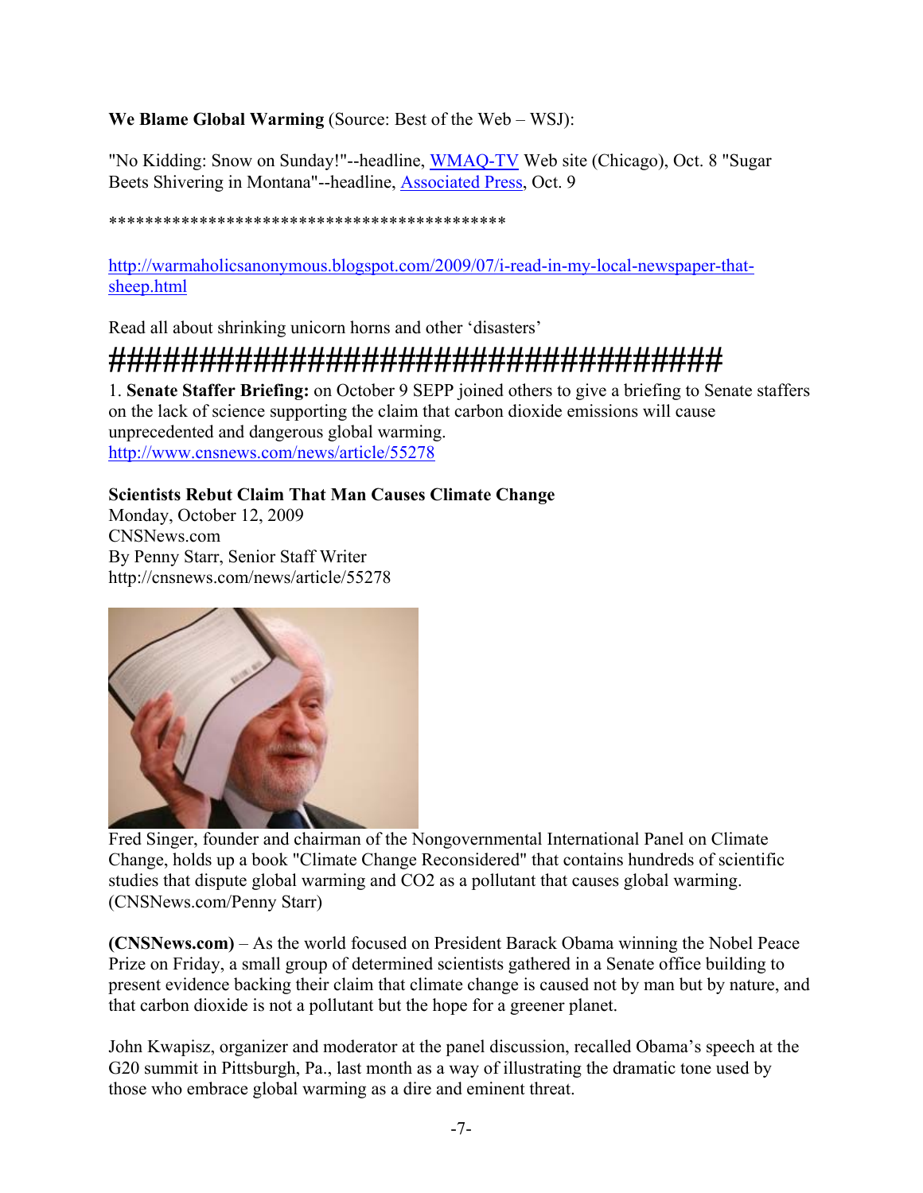**We Blame Global Warming** (Source: Best of the Web – WSJ):

"No Kidding: Snow on Sunday!"--headline, WMAQ-TV Web site (Chicago), Oct. 8 "Sugar Beets Shivering in Montana"--headline, Associated Press, Oct. 9

********************************************

http://warmaholicsanonymous.blogspot.com/2009/07/i-read-in-my-local-newspaper-that-sheep.html

Read all about shrinking unicorn horns and other 'disasters'

######################################

1. **Senate Staffer Briefing:** on October 9 SEPP joined others to give a briefing to Senate staffers on the lack of science supporting the claim that carbon dioxide emissions will cause unprecedented and dangerous global warming.
http://www.cnsnews.com/news/article/55278

**Scientists Rebut Claim That Man Causes Climate Change**
Monday, October 12, 2009
CNSNews.com
By Penny Starr, Senior Staff Writer
http://cnsnews.com/news/article/55278

Fred Singer, founder and chairman of the Nongovernmental International Panel on Climate Change, holds up a book "Climate Change Reconsidered" that contains hundreds of scientific studies that dispute global warming and CO2 as a pollutant that causes global warming. (CNSNews.com/Penny Starr)

**(CNSNews.com)** – As the world focused on President Barack Obama winning the Nobel Peace Prize on Friday, a small group of determined scientists gathered in a Senate office building to present evidence backing their claim that climate change is caused not by man but by nature, and that carbon dioxide is not a pollutant but the hope for a greener planet.

John Kwapisz, organizer and moderator at the panel discussion, recalled Obama's speech at the G20 summit in Pittsburgh, Pa., last month as a way of illustrating the dramatic tone used by those who embrace global warming as a dire and eminent threat.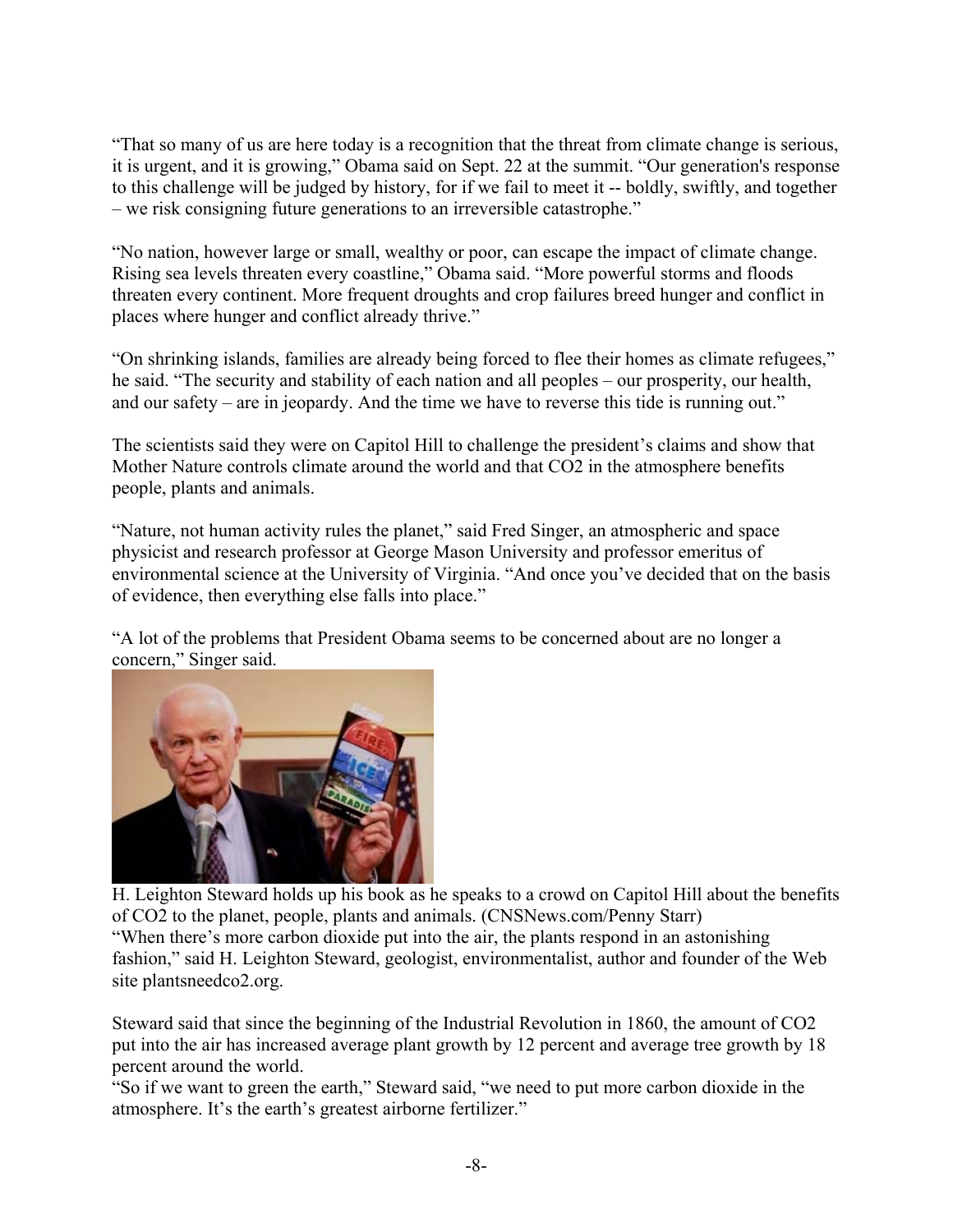"That so many of us are here today is a recognition that the threat from climate change is serious, it is urgent, and it is growing," Obama said on Sept. 22 at the summit. "Our generation's response to this challenge will be judged by history, for if we fail to meet it -- boldly, swiftly, and together – we risk consigning future generations to an irreversible catastrophe."

"No nation, however large or small, wealthy or poor, can escape the impact of climate change. Rising sea levels threaten every coastline," Obama said. "More powerful storms and floods threaten every continent. More frequent droughts and crop failures breed hunger and conflict in places where hunger and conflict already thrive."

"On shrinking islands, families are already being forced to flee their homes as climate refugees," he said. "The security and stability of each nation and all peoples – our prosperity, our health, and our safety – are in jeopardy. And the time we have to reverse this tide is running out."

The scientists said they were on Capitol Hill to challenge the president's claims and show that Mother Nature controls climate around the world and that $CO_2$ in the atmosphere benefits people, plants and animals.

"Nature, not human activity rules the planet," said Fred Singer, an atmospheric and space physicist and research professor at George Mason University and professor emeritus of environmental science at the University of Virginia. "And once you've decided that on the basis of evidence, then everything else falls into place."

"A lot of the problems that President Obama seems to be concerned about are no longer a concern," Singer said.

H. Leighton Steward holds up his book as he speaks to a crowd on Capitol Hill about the benefits of $CO_2$ to the planet, people, plants and animals. (CNSNews.com/Penny Starr)

"When there's more carbon dioxide put into the air, the plants respond in an astonishing fashion," said H. Leighton Steward, geologist, environmentalist, author and founder of the Web site plantsneedco2.org.

Steward said that since the beginning of the Industrial Revolution in 1860, the amount of $CO_2$ put into the air has increased average plant growth by 12 percent and average tree growth by 18 percent around the world.

"So if we want to green the earth," Steward said, "we need to put more carbon dioxide in the atmosphere. It's the earth's greatest airborne fertilizer."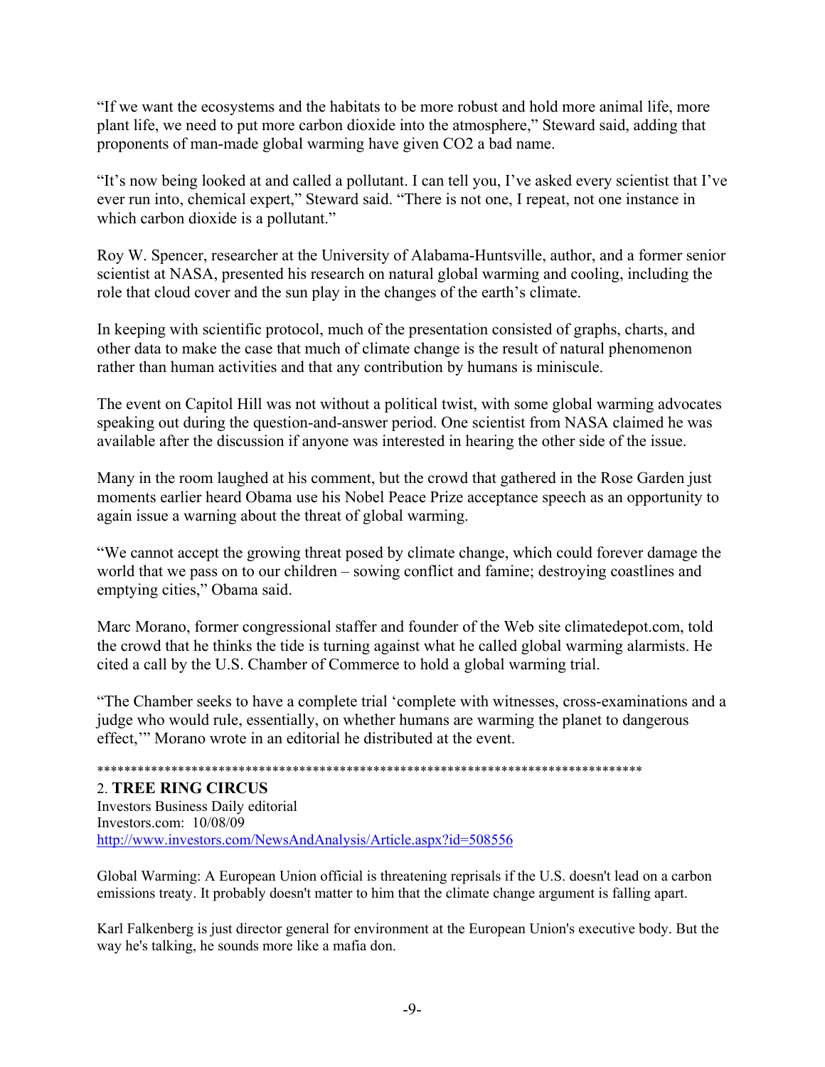"If we want the ecosystems and the habitats to be more robust and hold more animal life, more plant life, we need to put more carbon dioxide into the atmosphere," Steward said, adding that proponents of man-made global warming have given CO2 a bad name.

"It's now being looked at and called a pollutant. I can tell you, I've asked every scientist that I've ever run into, chemical expert," Steward said. "There is not one, I repeat, not one instance in which carbon dioxide is a pollutant."

Roy W. Spencer, researcher at the University of Alabama-Huntsville, author, and a former senior scientist at NASA, presented his research on natural global warming and cooling, including the role that cloud cover and the sun play in the changes of the earth's climate.

In keeping with scientific protocol, much of the presentation consisted of graphs, charts, and other data to make the case that much of climate change is the result of natural phenomenon rather than human activities and that any contribution by humans is miniscule.

The event on Capitol Hill was not without a political twist, with some global warming advocates speaking out during the question-and-answer period. One scientist from NASA claimed he was available after the discussion if anyone was interested in hearing the other side of the issue.

Many in the room laughed at his comment, but the crowd that gathered in the Rose Garden just moments earlier heard Obama use his Nobel Peace Prize acceptance speech as an opportunity to again issue a warning about the threat of global warming.

"We cannot accept the growing threat posed by climate change, which could forever damage the world that we pass on to our children – sowing conflict and famine; destroying coastlines and emptying cities," Obama said.

Marc Morano, former congressional staffer and founder of the Web site climatedepot.com, told the crowd that he thinks the tide is turning against what he called global warming alarmists. He cited a call by the U.S. Chamber of Commerce to hold a global warming trial.

"The Chamber seeks to have a complete trial 'complete with witnesses, cross-examinations and a judge who would rule, essentially, on whether humans are warming the planet to dangerous effect,'" Morano wrote in an editorial he distributed at the event.

\*\*\*\*\*\*\*\*\*\*\*\*\*\*\*\*\*\*\*\*\*\*\*\*\*\*\*\*\*\*\*\*\*\*\*\*\*\*\*\*\*\*\*\*\*\*\*\*\*\*\*\*\*\*\*\*\*\*\*\*\*\*\*\*\*\*\*\*\*\*\*\*\*\*\*\*\*\*\*\*\*\*

2. **TREE RING CIRCUS**
Investors Business Daily editorial
Investors.com: 10/08/09
http://www.investors.com/NewsAndAnalysis/Article.aspx?id=508556

Global Warming: A European Union official is threatening reprisals if the U.S. doesn't lead on a carbon emissions treaty. It probably doesn't matter to him that the climate change argument is falling apart.

Karl Falkenberg is just director general for environment at the European Union's executive body. But the way he's talking, he sounds more like a mafia don.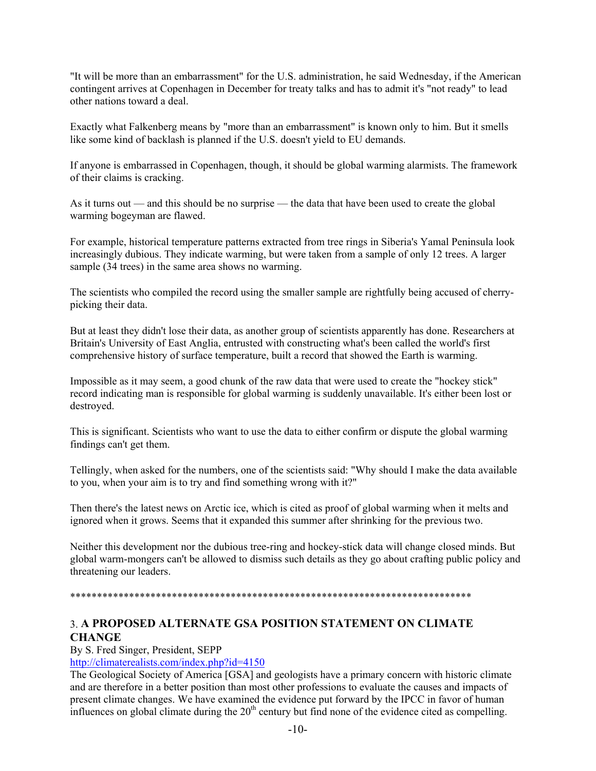"It will be more than an embarrassment" for the U.S. administration, he said Wednesday, if the American contingent arrives at Copenhagen in December for treaty talks and has to admit it's "not ready" to lead other nations toward a deal.

Exactly what Falkenberg means by "more than an embarrassment" is known only to him. But it smells like some kind of backlash is planned if the U.S. doesn't yield to EU demands.

If anyone is embarrassed in Copenhagen, though, it should be global warming alarmists. The framework of their claims is cracking.

As it turns out — and this should be no surprise — the data that have been used to create the global warming bogeyman are flawed.

For example, historical temperature patterns extracted from tree rings in Siberia's Yamal Peninsula look increasingly dubious. They indicate warming, but were taken from a sample of only 12 trees. A larger sample (34 trees) in the same area shows no warming.

The scientists who compiled the record using the smaller sample are rightfully being accused of cherry-picking their data.

But at least they didn't lose their data, as another group of scientists apparently has done. Researchers at Britain's University of East Anglia, entrusted with constructing what's been called the world's first comprehensive history of surface temperature, built a record that showed the Earth is warming.

Impossible as it may seem, a good chunk of the raw data that were used to create the "hockey stick" record indicating man is responsible for global warming is suddenly unavailable. It's either been lost or destroyed.

This is significant. Scientists who want to use the data to either confirm or dispute the global warming findings can't get them.

Tellingly, when asked for the numbers, one of the scientists said: "Why should I make the data available to you, when your aim is to try and find something wrong with it?"

Then there's the latest news on Arctic ice, which is cited as proof of global warming when it melts and ignored when it grows. Seems that it expanded this summer after shrinking for the previous two.

Neither this development nor the dubious tree-ring and hockey-stick data will change closed minds. But global warm-mongers can't be allowed to dismiss such details as they go about crafting public policy and threatening our leaders.

***************************************************************************

## 3. A PROPOSED ALTERNATE GSA POSITION STATEMENT ON CLIMATE CHANGE

By S. Fred Singer, President, SEPP

http://climaterealists.com/index.php?id=4150

The Geological Society of America [GSA] and geologists have a primary concern with historic climate and are therefore in a better position than most other professions to evaluate the causes and impacts of present climate changes. We have examined the evidence put forward by the IPCC in favor of human influences on global climate during the 20$^{th}$ century but find none of the evidence cited as compelling.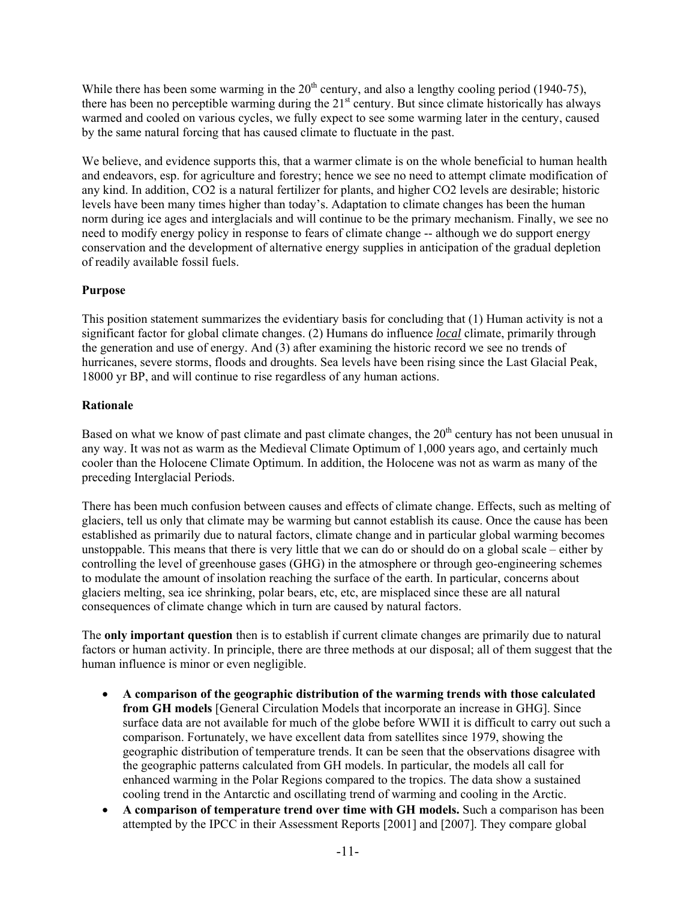While there has been some warming in the 20th century, and also a lengthy cooling period (1940-75), there has been no perceptible warming during the 21st century. But since climate historically has always warmed and cooled on various cycles, we fully expect to see some warming later in the century, caused by the same natural forcing that has caused climate to fluctuate in the past.

We believe, and evidence supports this, that a warmer climate is on the whole beneficial to human health and endeavors, esp. for agriculture and forestry; hence we see no need to attempt climate modification of any kind. In addition, $CO_2$ is a natural fertilizer for plants, and higher $CO_2$ levels are desirable; historic levels have been many times higher than today's. Adaptation to climate changes has been the human norm during ice ages and interglacials and will continue to be the primary mechanism. Finally, we see no need to modify energy policy in response to fears of climate change -- although we do support energy conservation and the development of alternative energy supplies in anticipation of the gradual depletion of readily available fossil fuels.

**Purpose**

This position statement summarizes the evidentiary basis for concluding that (1) Human activity is not a significant factor for global climate changes. (2) Humans do influence ***local*** climate, primarily through the generation and use of energy. And (3) after examining the historic record we see no trends of hurricanes, severe storms, floods and droughts. Sea levels have been rising since the Last Glacial Peak, 18000 yr BP, and will continue to rise regardless of any human actions.

**Rationale**

Based on what we know of past climate and past climate changes, the 20th century has not been unusual in any way. It was not as warm as the Medieval Climate Optimum of 1,000 years ago, and certainly much cooler than the Holocene Climate Optimum. In addition, the Holocene was not as warm as many of the preceding Interglacial Periods.

There has been much confusion between causes and effects of climate change. Effects, such as melting of glaciers, tell us only that climate may be warming but cannot establish its cause. Once the cause has been established as primarily due to natural factors, climate change and in particular global warming becomes unstoppable. This means that there is very little that we can do or should do on a global scale – either by controlling the level of greenhouse gases (GHG) in the atmosphere or through geo-engineering schemes to modulate the amount of insolation reaching the surface of the earth. In particular, concerns about glaciers melting, sea ice shrinking, polar bears, etc, etc, are misplaced since these are all natural consequences of climate change which in turn are caused by natural factors.

The **only important question** then is to establish if current climate changes are primarily due to natural factors or human activity. In principle, there are three methods at our disposal; all of them suggest that the human influence is minor or even negligible.

- **A comparison of the geographic distribution of the warming trends with those calculated from GH models** [General Circulation Models that incorporate an increase in GHG]. Since surface data are not available for much of the globe before WWII it is difficult to carry out such a comparison. Fortunately, we have excellent data from satellites since 1979, showing the geographic distribution of temperature trends. It can be seen that the observations disagree with the geographic patterns calculated from GH models. In particular, the models all call for enhanced warming in the Polar Regions compared to the tropics. The data show a sustained cooling trend in the Antarctic and oscillating trend of warming and cooling in the Arctic.
- **A comparison of temperature trend over time with GH models.** Such a comparison has been attempted by the IPCC in their Assessment Reports [2001] and [2007]. They compare global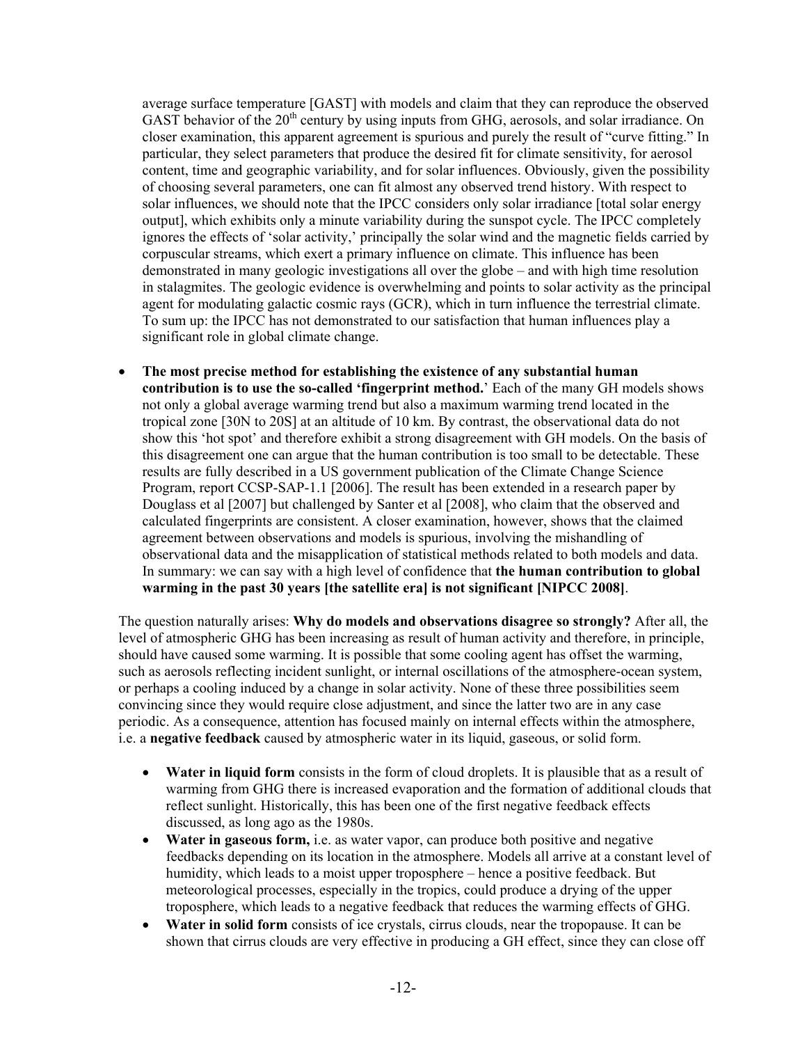average surface temperature [GAST] with models and claim that they can reproduce the observed GAST behavior of the 20th century by using inputs from GHG, aerosols, and solar irradiance. On closer examination, this apparent agreement is spurious and purely the result of "curve fitting." In particular, they select parameters that produce the desired fit for climate sensitivity, for aerosol content, time and geographic variability, and for solar influences. Obviously, given the possibility of choosing several parameters, one can fit almost any observed trend history. With respect to solar influences, we should note that the IPCC considers only solar irradiance [total solar energy output], which exhibits only a minute variability during the sunspot cycle. The IPCC completely ignores the effects of 'solar activity,' principally the solar wind and the magnetic fields carried by corpuscular streams, which exert a primary influence on climate. This influence has been demonstrated in many geologic investigations all over the globe – and with high time resolution in stalagmites. The geologic evidence is overwhelming and points to solar activity as the principal agent for modulating galactic cosmic rays (GCR), which in turn influence the terrestrial climate. To sum up: the IPCC has not demonstrated to our satisfaction that human influences play a significant role in global climate change.

- **The most precise method for establishing the existence of any substantial human contribution is to use the so-called 'fingerprint method.**' Each of the many GH models shows not only a global average warming trend but also a maximum warming trend located in the tropical zone [30N to 20S] at an altitude of 10 km. By contrast, the observational data do not show this 'hot spot' and therefore exhibit a strong disagreement with GH models. On the basis of this disagreement one can argue that the human contribution is too small to be detectable. These results are fully described in a US government publication of the Climate Change Science Program, report CCSP-SAP-1.1 [2006]. The result has been extended in a research paper by Douglass et al [2007] but challenged by Santer et al [2008], who claim that the observed and calculated fingerprints are consistent. A closer examination, however, shows that the claimed agreement between observations and models is spurious, involving the mishandling of observational data and the misapplication of statistical methods related to both models and data. In summary: we can say with a high level of confidence that **the human contribution to global warming in the past 30 years [the satellite era] is not significant [NIPCC 2008]**.

The question naturally arises: **Why do models and observations disagree so strongly?** After all, the level of atmospheric GHG has been increasing as result of human activity and therefore, in principle, should have caused some warming. It is possible that some cooling agent has offset the warming, such as aerosols reflecting incident sunlight, or internal oscillations of the atmosphere-ocean system, or perhaps a cooling induced by a change in solar activity. None of these three possibilities seem convincing since they would require close adjustment, and since the latter two are in any case periodic. As a consequence, attention has focused mainly on internal effects within the atmosphere, i.e. a **negative feedback** caused by atmospheric water in its liquid, gaseous, or solid form.

- **Water in liquid form** consists in the form of cloud droplets. It is plausible that as a result of warming from GHG there is increased evaporation and the formation of additional clouds that reflect sunlight. Historically, this has been one of the first negative feedback effects discussed, as long ago as the 1980s.
- **Water in gaseous form,** i.e. as water vapor, can produce both positive and negative feedbacks depending on its location in the atmosphere. Models all arrive at a constant level of humidity, which leads to a moist upper troposphere – hence a positive feedback. But meteorological processes, especially in the tropics, could produce a drying of the upper troposphere, which leads to a negative feedback that reduces the warming effects of GHG.
- **Water in solid form** consists of ice crystals, cirrus clouds, near the tropopause. It can be shown that cirrus clouds are very effective in producing a GH effect, since they can close off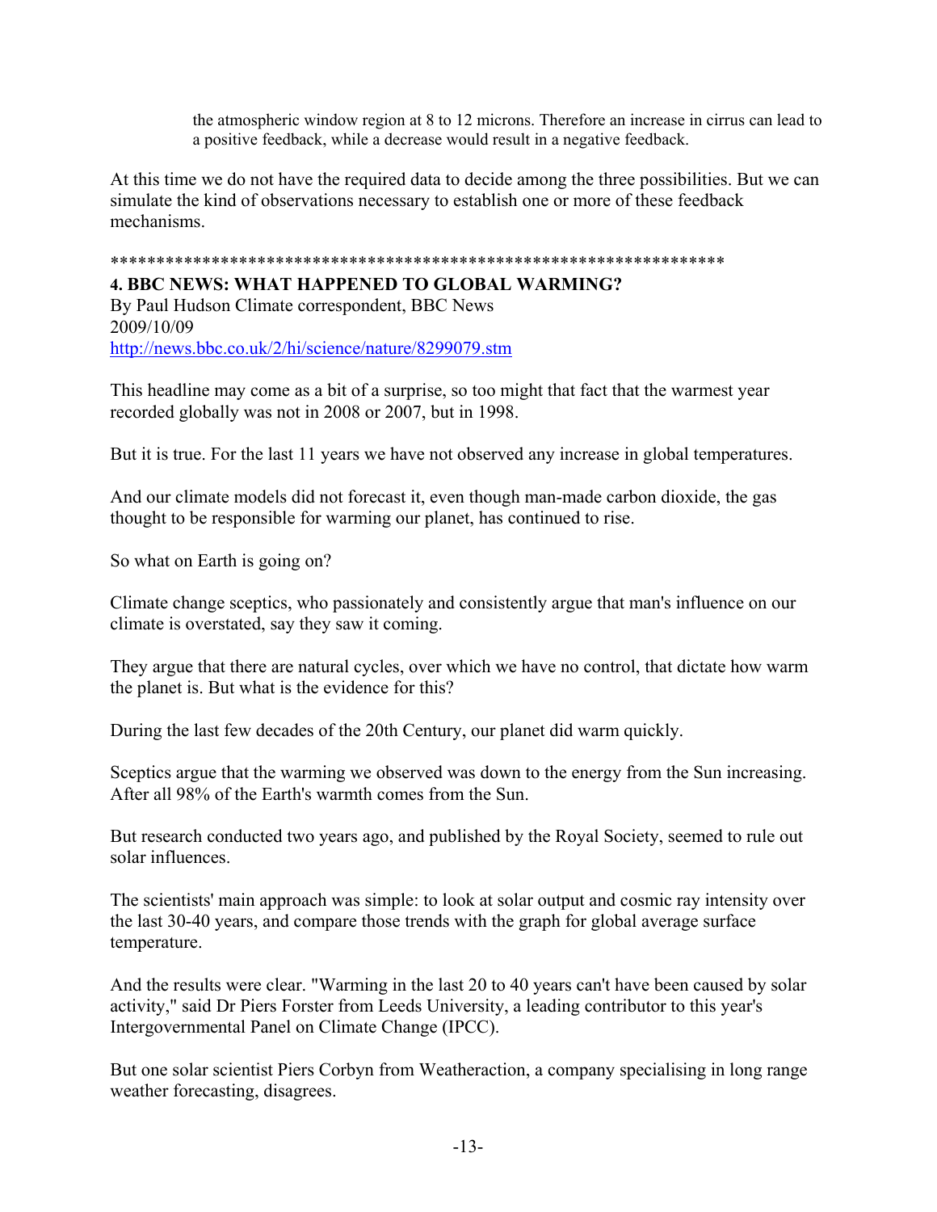the atmospheric window region at 8 to 12 microns. Therefore an increase in cirrus can lead to a positive feedback, while a decrease would result in a negative feedback.

At this time we do not have the required data to decide among the three possibilities. But we can simulate the kind of observations necessary to establish one or more of these feedback mechanisms.

*****************************************************************

**4. BBC NEWS: WHAT HAPPENED TO GLOBAL WARMING?**
By Paul Hudson Climate correspondent, BBC News
2009/10/09
http://news.bbc.co.uk/2/hi/science/nature/8299079.stm

This headline may come as a bit of a surprise, so too might that fact that the warmest year recorded globally was not in 2008 or 2007, but in 1998.

But it is true. For the last 11 years we have not observed any increase in global temperatures.

And our climate models did not forecast it, even though man-made carbon dioxide, the gas thought to be responsible for warming our planet, has continued to rise.

So what on Earth is going on?

Climate change sceptics, who passionately and consistently argue that man's influence on our climate is overstated, say they saw it coming.

They argue that there are natural cycles, over which we have no control, that dictate how warm the planet is. But what is the evidence for this?

During the last few decades of the 20th Century, our planet did warm quickly.

Sceptics argue that the warming we observed was down to the energy from the Sun increasing. After all 98% of the Earth's warmth comes from the Sun.

But research conducted two years ago, and published by the Royal Society, seemed to rule out solar influences.

The scientists' main approach was simple: to look at solar output and cosmic ray intensity over the last 30-40 years, and compare those trends with the graph for global average surface temperature.

And the results were clear. "Warming in the last 20 to 40 years can't have been caused by solar activity," said Dr Piers Forster from Leeds University, a leading contributor to this year's Intergovernmental Panel on Climate Change (IPCC).

But one solar scientist Piers Corbyn from Weatheraction, a company specialising in long range weather forecasting, disagrees.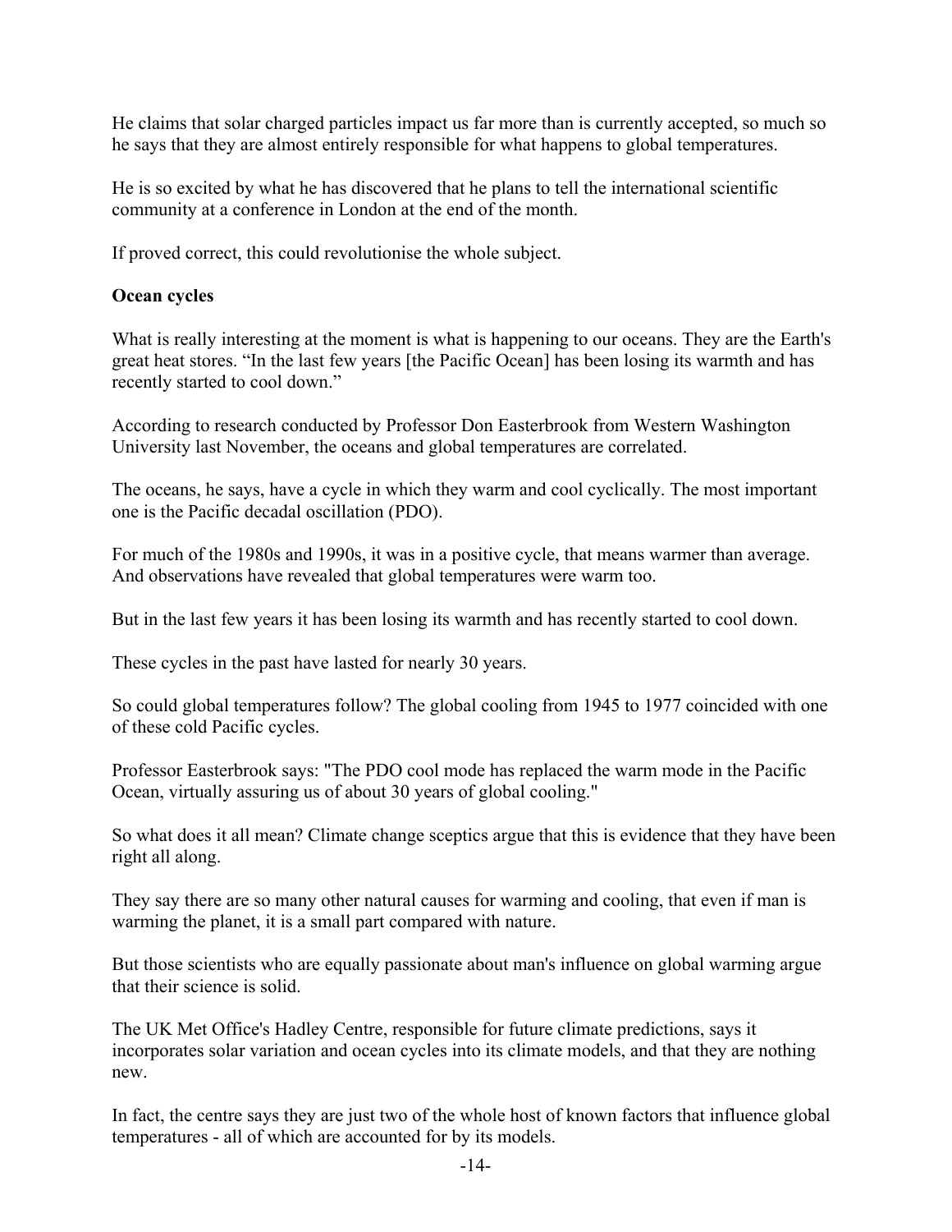He claims that solar charged particles impact us far more than is currently accepted, so much so he says that they are almost entirely responsible for what happens to global temperatures.

He is so excited by what he has discovered that he plans to tell the international scientific community at a conference in London at the end of the month.

If proved correct, this could revolutionise the whole subject.

**Ocean cycles**

What is really interesting at the moment is what is happening to our oceans. They are the Earth's great heat stores. "In the last few years [the Pacific Ocean] has been losing its warmth and has recently started to cool down."

According to research conducted by Professor Don Easterbrook from Western Washington University last November, the oceans and global temperatures are correlated.

The oceans, he says, have a cycle in which they warm and cool cyclically. The most important one is the Pacific decadal oscillation (PDO).

For much of the 1980s and 1990s, it was in a positive cycle, that means warmer than average. And observations have revealed that global temperatures were warm too.

But in the last few years it has been losing its warmth and has recently started to cool down.

These cycles in the past have lasted for nearly 30 years.

So could global temperatures follow? The global cooling from 1945 to 1977 coincided with one of these cold Pacific cycles.

Professor Easterbrook says: "The PDO cool mode has replaced the warm mode in the Pacific Ocean, virtually assuring us of about 30 years of global cooling."

So what does it all mean? Climate change sceptics argue that this is evidence that they have been right all along.

They say there are so many other natural causes for warming and cooling, that even if man is warming the planet, it is a small part compared with nature.

But those scientists who are equally passionate about man's influence on global warming argue that their science is solid.

The UK Met Office's Hadley Centre, responsible for future climate predictions, says it incorporates solar variation and ocean cycles into its climate models, and that they are nothing new.

In fact, the centre says they are just two of the whole host of known factors that influence global temperatures - all of which are accounted for by its models.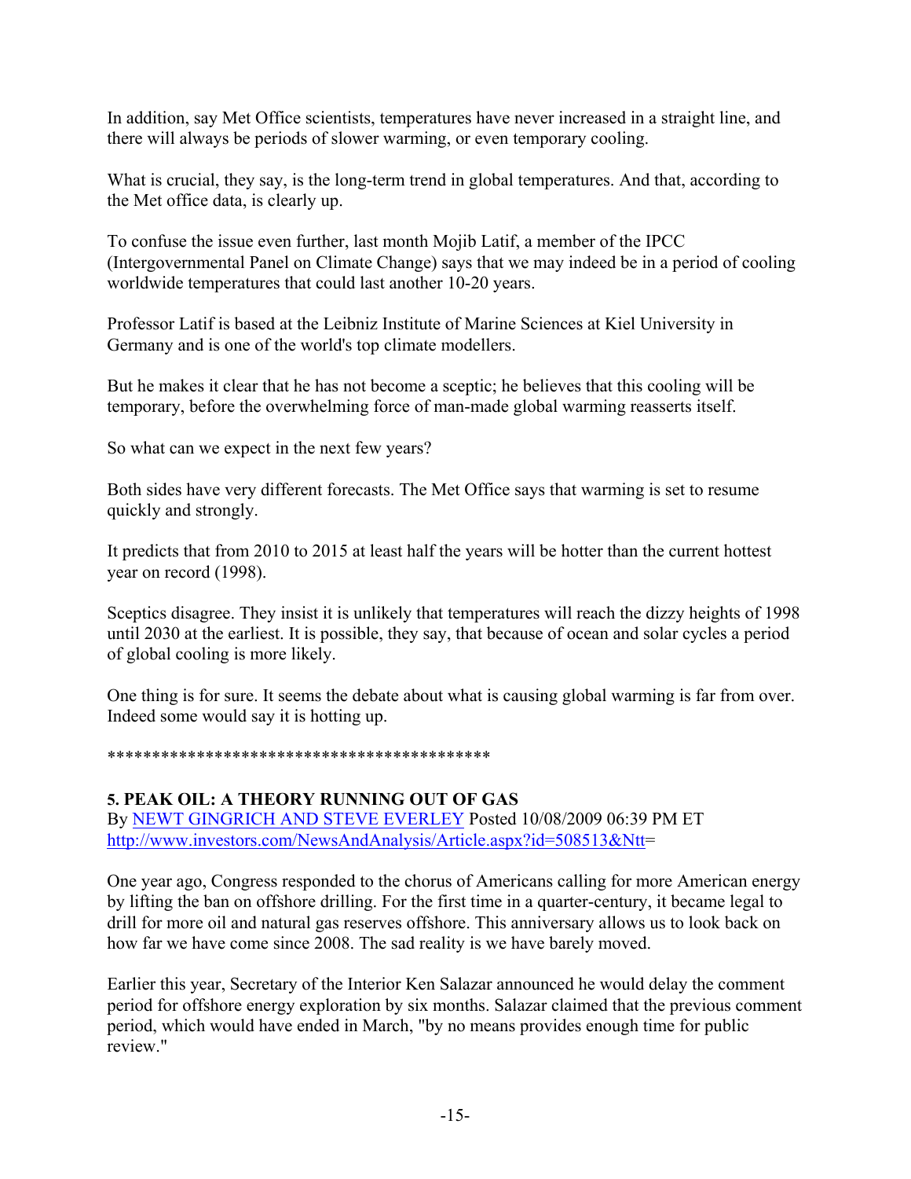In addition, say Met Office scientists, temperatures have never increased in a straight line, and there will always be periods of slower warming, or even temporary cooling.

What is crucial, they say, is the long-term trend in global temperatures. And that, according to the Met office data, is clearly up.

To confuse the issue even further, last month Mojib Latif, a member of the IPCC (Intergovernmental Panel on Climate Change) says that we may indeed be in a period of cooling worldwide temperatures that could last another 10-20 years.

Professor Latif is based at the Leibniz Institute of Marine Sciences at Kiel University in Germany and is one of the world's top climate modellers.

But he makes it clear that he has not become a sceptic; he believes that this cooling will be temporary, before the overwhelming force of man-made global warming reasserts itself.

So what can we expect in the next few years?

Both sides have very different forecasts. The Met Office says that warming is set to resume quickly and strongly.

It predicts that from 2010 to 2015 at least half the years will be hotter than the current hottest year on record (1998).

Sceptics disagree. They insist it is unlikely that temperatures will reach the dizzy heights of 1998 until 2030 at the earliest. It is possible, they say, that because of ocean and solar cycles a period of global cooling is more likely.

One thing is for sure. It seems the debate about what is causing global warming is far from over. Indeed some would say it is hotting up.

*******************************************

**5. PEAK OIL: A THEORY RUNNING OUT OF GAS**
By NEWT GINGRICH AND STEVE EVERLEY Posted 10/08/2009 06:39 PM ET
http://www.investors.com/NewsAndAnalysis/Article.aspx?id=508513&Ntt=

One year ago, Congress responded to the chorus of Americans calling for more American energy by lifting the ban on offshore drilling. For the first time in a quarter-century, it became legal to drill for more oil and natural gas reserves offshore. This anniversary allows us to look back on how far we have come since 2008. The sad reality is we have barely moved.

Earlier this year, Secretary of the Interior Ken Salazar announced he would delay the comment period for offshore energy exploration by six months. Salazar claimed that the previous comment period, which would have ended in March, "by no means provides enough time for public review."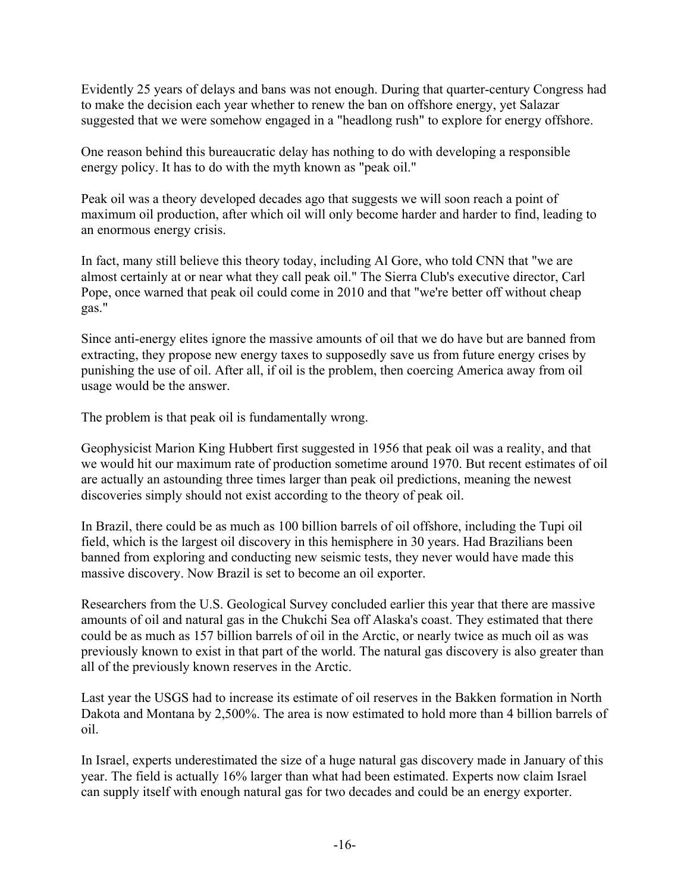Evidently 25 years of delays and bans was not enough. During that quarter-century Congress had to make the decision each year whether to renew the ban on offshore energy, yet Salazar suggested that we were somehow engaged in a "headlong rush" to explore for energy offshore.

One reason behind this bureaucratic delay has nothing to do with developing a responsible energy policy. It has to do with the myth known as "peak oil."

Peak oil was a theory developed decades ago that suggests we will soon reach a point of maximum oil production, after which oil will only become harder and harder to find, leading to an enormous energy crisis.

In fact, many still believe this theory today, including Al Gore, who told CNN that "we are almost certainly at or near what they call peak oil." The Sierra Club's executive director, Carl Pope, once warned that peak oil could come in 2010 and that "we're better off without cheap gas."

Since anti-energy elites ignore the massive amounts of oil that we do have but are banned from extracting, they propose new energy taxes to supposedly save us from future energy crises by punishing the use of oil. After all, if oil is the problem, then coercing America away from oil usage would be the answer.

The problem is that peak oil is fundamentally wrong.

Geophysicist Marion King Hubbert first suggested in 1956 that peak oil was a reality, and that we would hit our maximum rate of production sometime around 1970. But recent estimates of oil are actually an astounding three times larger than peak oil predictions, meaning the newest discoveries simply should not exist according to the theory of peak oil.

In Brazil, there could be as much as 100 billion barrels of oil offshore, including the Tupi oil field, which is the largest oil discovery in this hemisphere in 30 years. Had Brazilians been banned from exploring and conducting new seismic tests, they never would have made this massive discovery. Now Brazil is set to become an oil exporter.

Researchers from the U.S. Geological Survey concluded earlier this year that there are massive amounts of oil and natural gas in the Chukchi Sea off Alaska's coast. They estimated that there could be as much as 157 billion barrels of oil in the Arctic, or nearly twice as much oil as was previously known to exist in that part of the world. The natural gas discovery is also greater than all of the previously known reserves in the Arctic.

Last year the USGS had to increase its estimate of oil reserves in the Bakken formation in North Dakota and Montana by 2,500%. The area is now estimated to hold more than 4 billion barrels of oil.

In Israel, experts underestimated the size of a huge natural gas discovery made in January of this year. The field is actually 16% larger than what had been estimated. Experts now claim Israel can supply itself with enough natural gas for two decades and could be an energy exporter.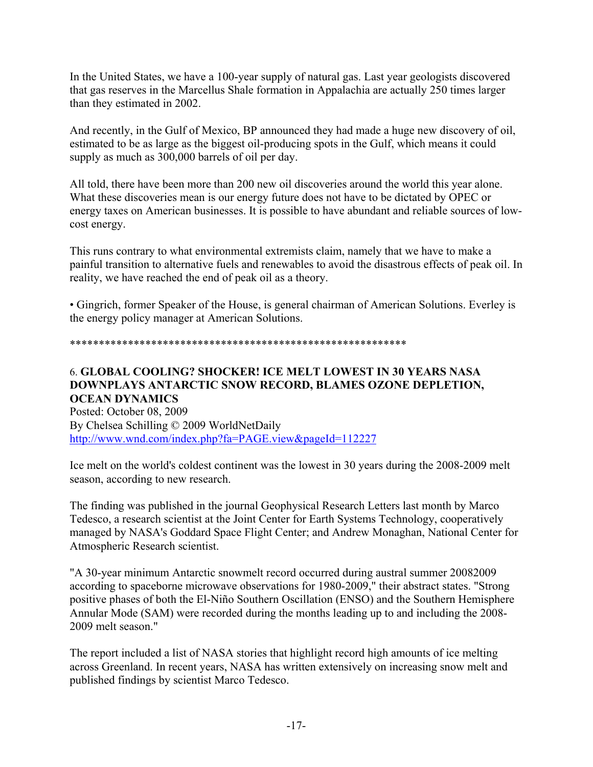In the United States, we have a 100-year supply of natural gas. Last year geologists discovered that gas reserves in the Marcellus Shale formation in Appalachia are actually 250 times larger than they estimated in 2002.

And recently, in the Gulf of Mexico, BP announced they had made a huge new discovery of oil, estimated to be as large as the biggest oil-producing spots in the Gulf, which means it could supply as much as 300,000 barrels of oil per day.

All told, there have been more than 200 new oil discoveries around the world this year alone. What these discoveries mean is our energy future does not have to be dictated by OPEC or energy taxes on American businesses. It is possible to have abundant and reliable sources of low-cost energy.

This runs contrary to what environmental extremists claim, namely that we have to make a painful transition to alternative fuels and renewables to avoid the disastrous effects of peak oil. In reality, we have reached the end of peak oil as a theory.

• Gingrich, former Speaker of the House, is general chairman of American Solutions. Everley is the energy policy manager at American Solutions.

*********************************************************

### 6. **GLOBAL COOLING? SHOCKER! ICE MELT LOWEST IN 30 YEARS NASA DOWNPLAYS ANTARCTIC SNOW RECORD, BLAMES OZONE DEPLETION, OCEAN DYNAMICS**

Posted: October 08, 2009
By Chelsea Schilling © 2009 WorldNetDaily
http://www.wnd.com/index.php?fa=PAGE.view&pageId=112227

Ice melt on the world's coldest continent was the lowest in 30 years during the 2008-2009 melt season, according to new research.

The finding was published in the journal Geophysical Research Letters last month by Marco Tedesco, a research scientist at the Joint Center for Earth Systems Technology, cooperatively managed by NASA's Goddard Space Flight Center; and Andrew Monaghan, National Center for Atmospheric Research scientist.

"A 30-year minimum Antarctic snowmelt record occurred during austral summer 20082009 according to spaceborne microwave observations for 1980-2009," their abstract states. "Strong positive phases of both the El-Niño Southern Oscillation (ENSO) and the Southern Hemisphere Annular Mode (SAM) were recorded during the months leading up to and including the 2008-2009 melt season."

The report included a list of NASA stories that highlight record high amounts of ice melting across Greenland. In recent years, NASA has written extensively on increasing snow melt and published findings by scientist Marco Tedesco.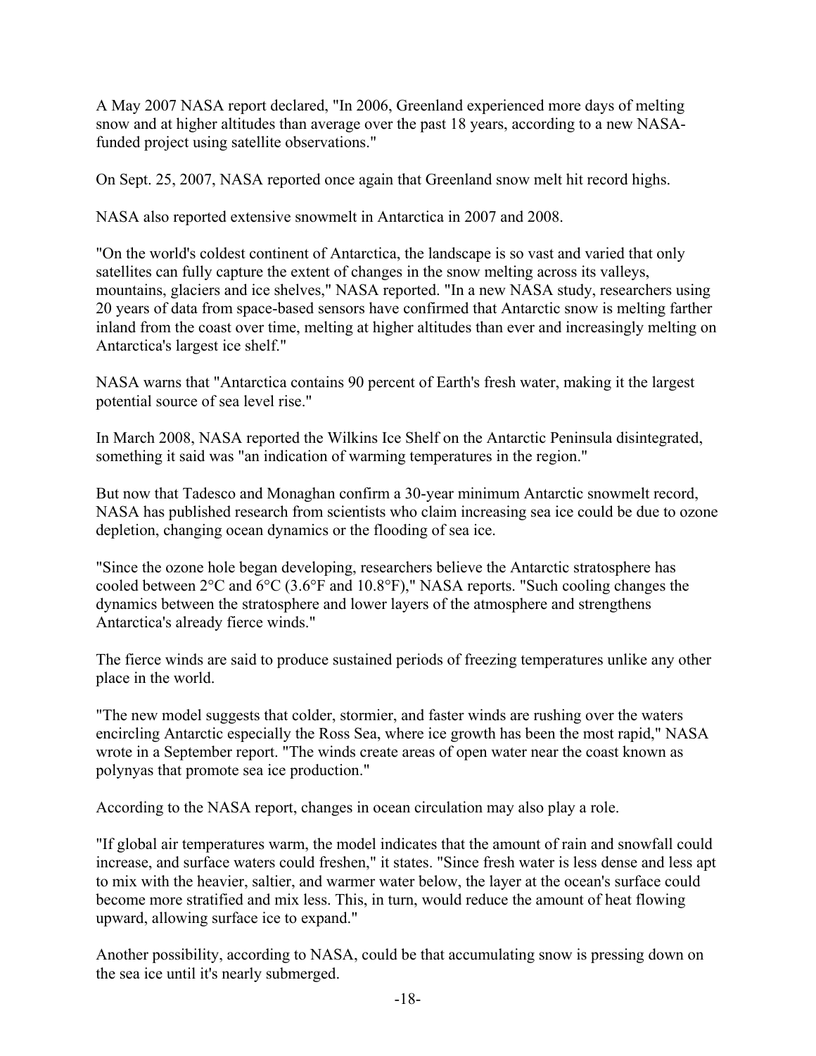A May 2007 NASA report declared, "In 2006, Greenland experienced more days of melting snow and at higher altitudes than average over the past 18 years, according to a new NASA-funded project using satellite observations."

On Sept. 25, 2007, NASA reported once again that Greenland snow melt hit record highs.

NASA also reported extensive snowmelt in Antarctica in 2007 and 2008.

"On the world's coldest continent of Antarctica, the landscape is so vast and varied that only satellites can fully capture the extent of changes in the snow melting across its valleys, mountains, glaciers and ice shelves," NASA reported. "In a new NASA study, researchers using 20 years of data from space-based sensors have confirmed that Antarctic snow is melting farther inland from the coast over time, melting at higher altitudes than ever and increasingly melting on Antarctica's largest ice shelf."

NASA warns that "Antarctica contains 90 percent of Earth's fresh water, making it the largest potential source of sea level rise."

In March 2008, NASA reported the Wilkins Ice Shelf on the Antarctic Peninsula disintegrated, something it said was "an indication of warming temperatures in the region."

But now that Tadesco and Monaghan confirm a 30-year minimum Antarctic snowmelt record, NASA has published research from scientists who claim increasing sea ice could be due to ozone depletion, changing ocean dynamics or the flooding of sea ice.

"Since the ozone hole began developing, researchers believe the Antarctic stratosphere has cooled between 2°C and 6°C (3.6°F and 10.8°F)," NASA reports. "Such cooling changes the dynamics between the stratosphere and lower layers of the atmosphere and strengthens Antarctica's already fierce winds."

The fierce winds are said to produce sustained periods of freezing temperatures unlike any other place in the world.

"The new model suggests that colder, stormier, and faster winds are rushing over the waters encircling Antarctic especially the Ross Sea, where ice growth has been the most rapid," NASA wrote in a September report. "The winds create areas of open water near the coast known as polynyas that promote sea ice production."

According to the NASA report, changes in ocean circulation may also play a role.

"If global air temperatures warm, the model indicates that the amount of rain and snowfall could increase, and surface waters could freshen," it states. "Since fresh water is less dense and less apt to mix with the heavier, saltier, and warmer water below, the layer at the ocean's surface could become more stratified and mix less. This, in turn, would reduce the amount of heat flowing upward, allowing surface ice to expand."

Another possibility, according to NASA, could be that accumulating snow is pressing down on the sea ice until it's nearly submerged.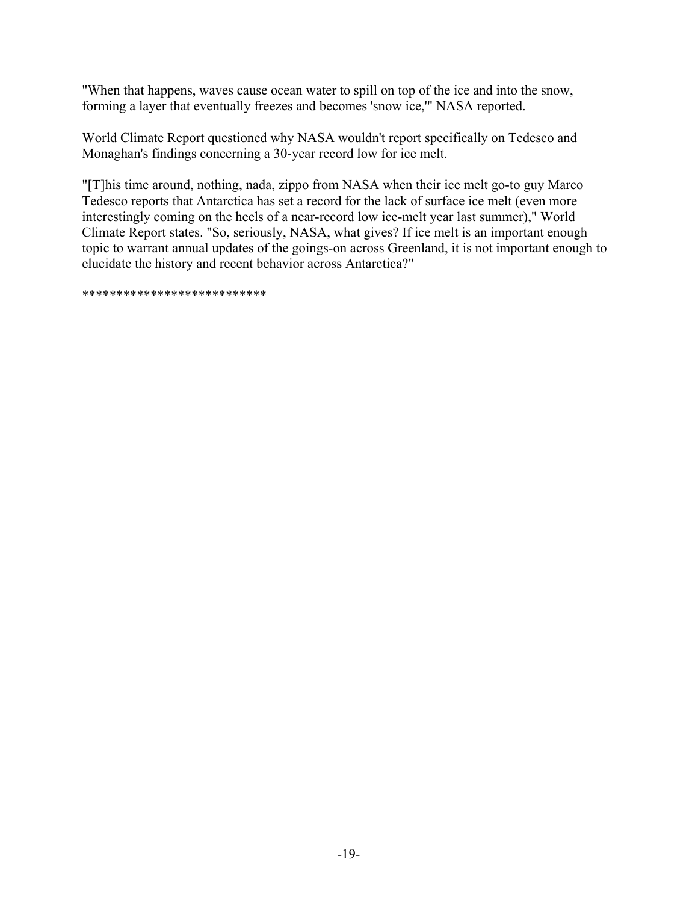"When that happens, waves cause ocean water to spill on top of the ice and into the snow, forming a layer that eventually freezes and becomes 'snow ice,'" NASA reported.

World Climate Report questioned why NASA wouldn't report specifically on Tedesco and Monaghan's findings concerning a 30-year record low for ice melt.

"[T]his time around, nothing, nada, zippo from NASA when their ice melt go-to guy Marco Tedesco reports that Antarctica has set a record for the lack of surface ice melt (even more interestingly coming on the heels of a near-record low ice-melt year last summer)," World Climate Report states. "So, seriously, NASA, what gives? If ice melt is an important enough topic to warrant annual updates of the goings-on across Greenland, it is not important enough to elucidate the history and recent behavior across Antarctica?"

***************************